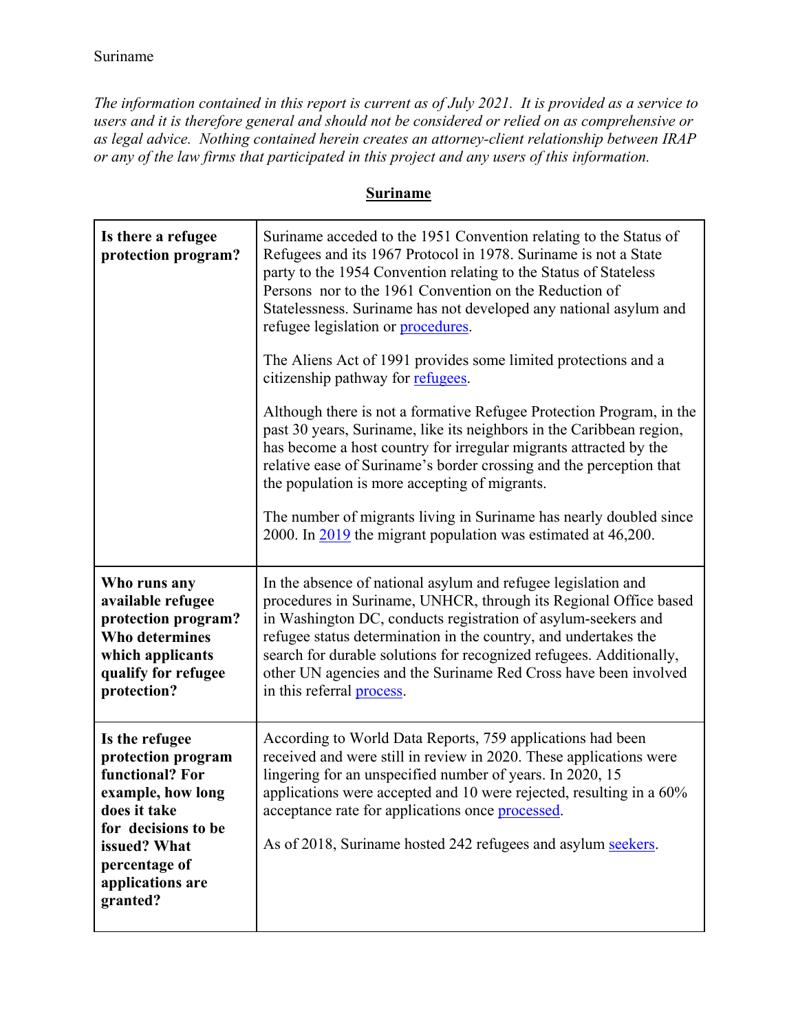Suriname

*The information contained in this report is current as of July 2021. It is provided as a service to users and it is therefore general and should not be considered or relied on as comprehensive or as legal advice. Nothing contained herein creates an attorney-client relationship between IRAP or any of the law firms that participated in this project and any users of this information.*

## Suriname

| | |
|---|---|
| **Is there a refugee protection program?** | Suriname acceded to the 1951 Convention relating to the Status of Refugees and its 1967 Protocol in 1978. Suriname is not a State party to the 1954 Convention relating to the Status of Stateless Persons nor to the 1961 Convention on the Reduction of Statelessness. Suriname has not developed any national asylum and refugee legislation or procedures.<br><br>The Aliens Act of 1991 provides some limited protections and a citizenship pathway for refugees.<br><br>Although there is not a formative Refugee Protection Program, in the past 30 years, Suriname, like its neighbors in the Caribbean region, has become a host country for irregular migrants attracted by the relative ease of Suriname's border crossing and the perception that the population is more accepting of migrants.<br><br>The number of migrants living in Suriname has nearly doubled since 2000. In 2019 the migrant population was estimated at 46,200. |
| **Who runs any available refugee protection program? Who determines which applicants qualify for refugee protection?** | In the absence of national asylum and refugee legislation and procedures in Suriname, UNHCR, through its Regional Office based in Washington DC, conducts registration of asylum-seekers and refugee status determination in the country, and undertakes the search for durable solutions for recognized refugees. Additionally, other UN agencies and the Suriname Red Cross have been involved in this referral process. |
| **Is the refugee protection program functional? For example, how long does it take for decisions to be issued? What percentage of applications are granted?** | According to World Data Reports, 759 applications had been received and were still in review in 2020. These applications were lingering for an unspecified number of years. In 2020, 15 applications were accepted and 10 were rejected, resulting in a 60% acceptance rate for applications once processed.<br><br>As of 2018, Suriname hosted 242 refugees and asylum seekers. |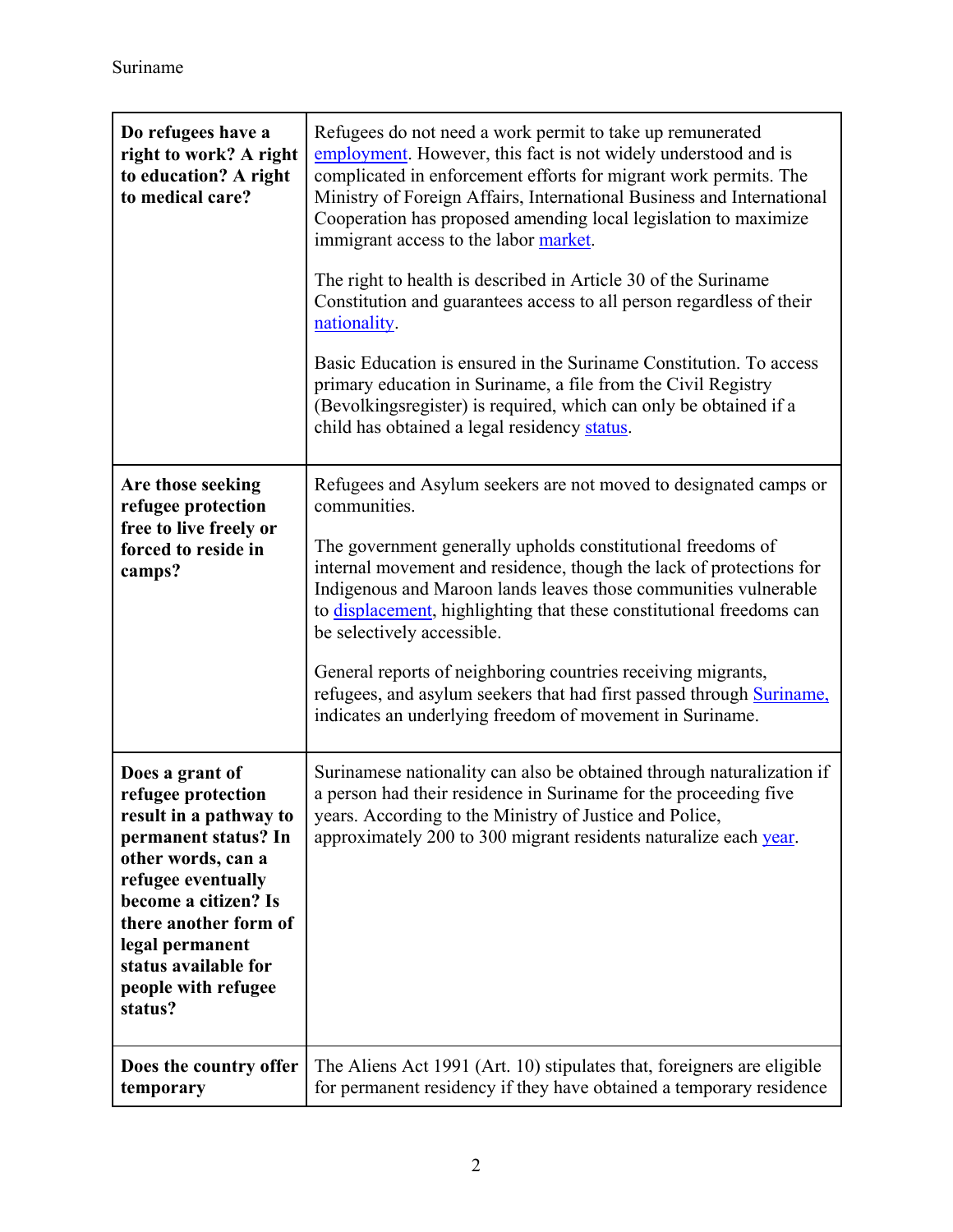| Do refugees have a right to work? A right to education? A right to medical care? | Refugees do not need a work permit to take up remunerated employment. However, this fact is not widely understood and is complicated in enforcement efforts for migrant work permits. The Ministry of Foreign Affairs, International Business and International Cooperation has proposed amending local legislation to maximize immigrant access to the labor market.<br><br>The right to health is described in Article 30 of the Suriname Constitution and guarantees access to all person regardless of their nationality.<br><br>Basic Education is ensured in the Suriname Constitution. To access primary education in Suriname, a file from the Civil Registry (Bevolkingsregister) is required, which can only be obtained if a child has obtained a legal residency status. |
|---|---|
| **Are those seeking refugee protection free to live freely or forced to reside in camps?** | Refugees and Asylum seekers are not moved to designated camps or communities.<br><br>The government generally upholds constitutional freedoms of internal movement and residence, though the lack of protections for Indigenous and Maroon lands leaves those communities vulnerable to displacement, highlighting that these constitutional freedoms can be selectively accessible.<br><br>General reports of neighboring countries receiving migrants, refugees, and asylum seekers that had first passed through Suriname, indicates an underlying freedom of movement in Suriname. |
| **Does a grant of refugee protection result in a pathway to permanent status? In other words, can a refugee eventually become a citizen? Is there another form of legal permanent status available for people with refugee status?** | Surinamese nationality can also be obtained through naturalization if a person had their residence in Suriname for the proceeding five years. According to the Ministry of Justice and Police, approximately 200 to 300 migrant residents naturalize each year. |
| **Does the country offer temporary** | The Aliens Act 1991 (Art. 10) stipulates that, foreigners are eligible for permanent residency if they have obtained a temporary residence |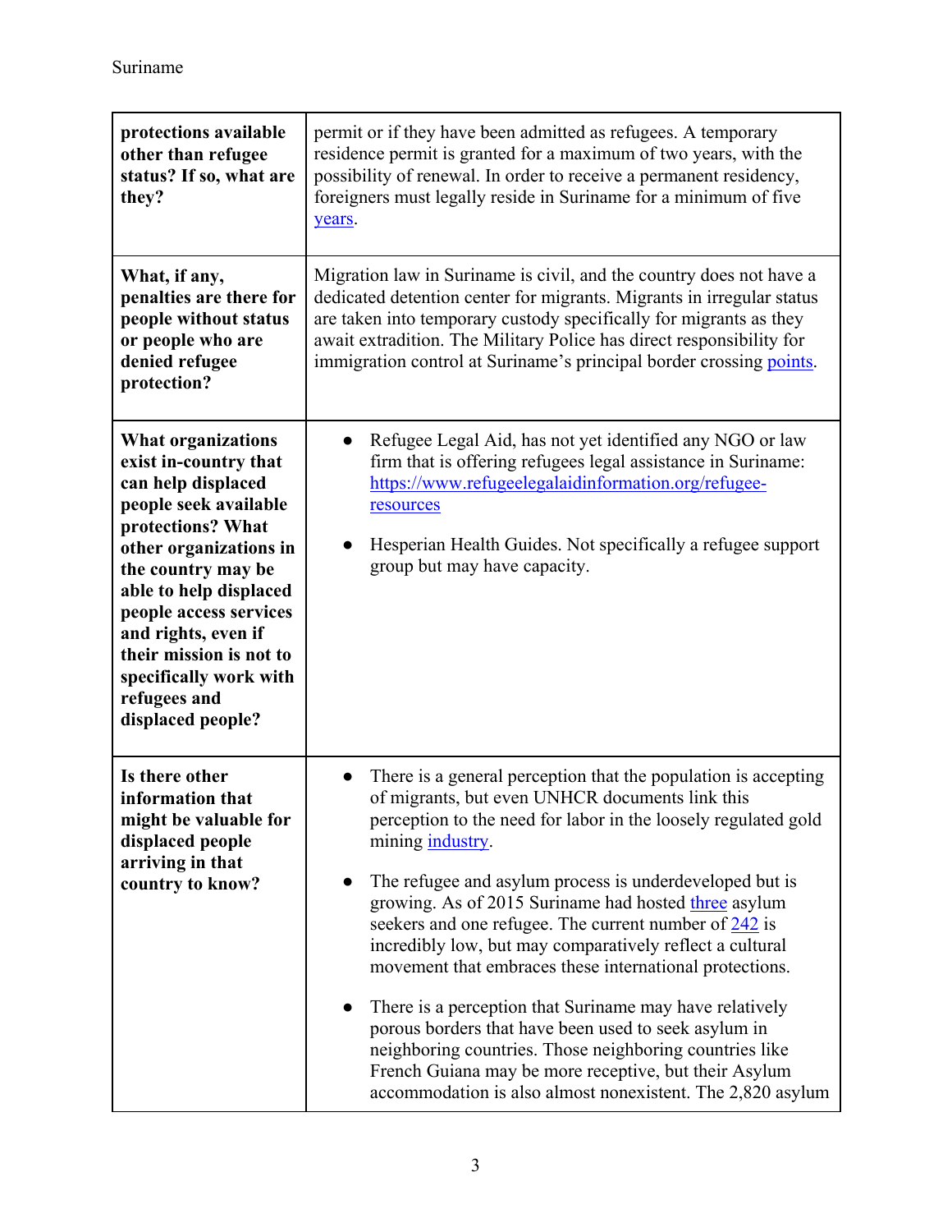| | |
|---|---|
| **protections available other than refugee status? If so, what are they?** | permit or if they have been admitted as refugees. A temporary residence permit is granted for a maximum of two years, with the possibility of renewal. In order to receive a permanent residency, foreigners must legally reside in Suriname for a minimum of five years. |
| **What, if any, penalties are there for people without status or people who are denied refugee protection?** | Migration law in Suriname is civil, and the country does not have a dedicated detention center for migrants. Migrants in irregular status are taken into temporary custody specifically for migrants as they await extradition. The Military Police has direct responsibility for immigration control at Suriname's principal border crossing points. |
| **What organizations exist in-country that can help displaced people seek available protections? What other organizations in the country may be able to help displaced people access services and rights, even if their mission is not to specifically work with refugees and displaced people?** | • Refugee Legal Aid, has not yet identified any NGO or law firm that is offering refugees legal assistance in Suriname: https://www.refugeelegalaidinformation.org/refugee-resources<br><br>• Hesperian Health Guides. Not specifically a refugee support group but may have capacity. |
| **Is there other information that might be valuable for displaced people arriving in that country to know?** | • There is a general perception that the population is accepting of migrants, but even UNHCR documents link this perception to the need for labor in the loosely regulated gold mining industry.<br><br>• The refugee and asylum process is underdeveloped but is growing. As of 2015 Suriname had hosted three asylum seekers and one refugee. The current number of 242 is incredibly low, but may comparatively reflect a cultural movement that embraces these international protections.<br><br>• There is a perception that Suriname may have relatively porous borders that have been used to seek asylum in neighboring countries. Those neighboring countries like French Guiana may be more receptive, but their Asylum accommodation is also almost nonexistent. The 2,820 asylum |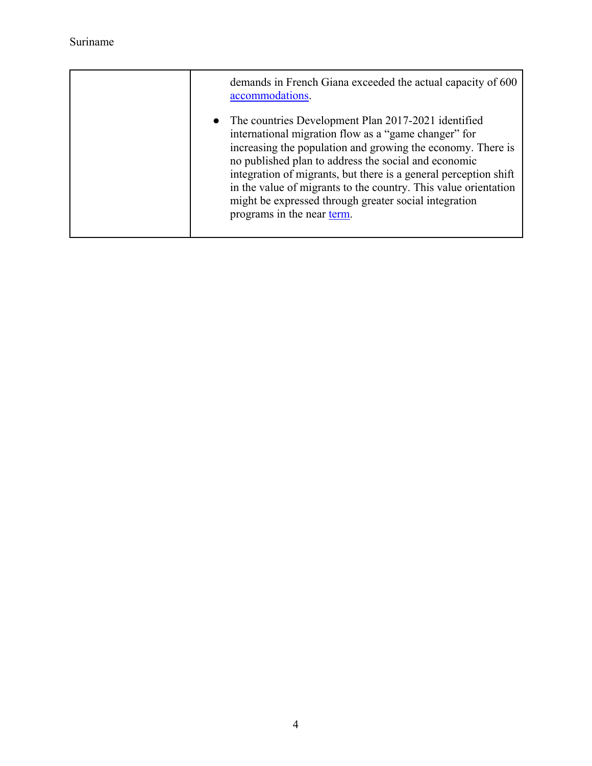| | |
|---|---|
| | demands in French Giana exceeded the actual capacity of 600 accommodations.<br><br>● The countries Development Plan 2017-2021 identified international migration flow as a "game changer" for increasing the population and growing the economy. There is no published plan to address the social and economic integration of migrants, but there is a general perception shift in the value of migrants to the country. This value orientation might be expressed through greater social integration programs in the near term. |